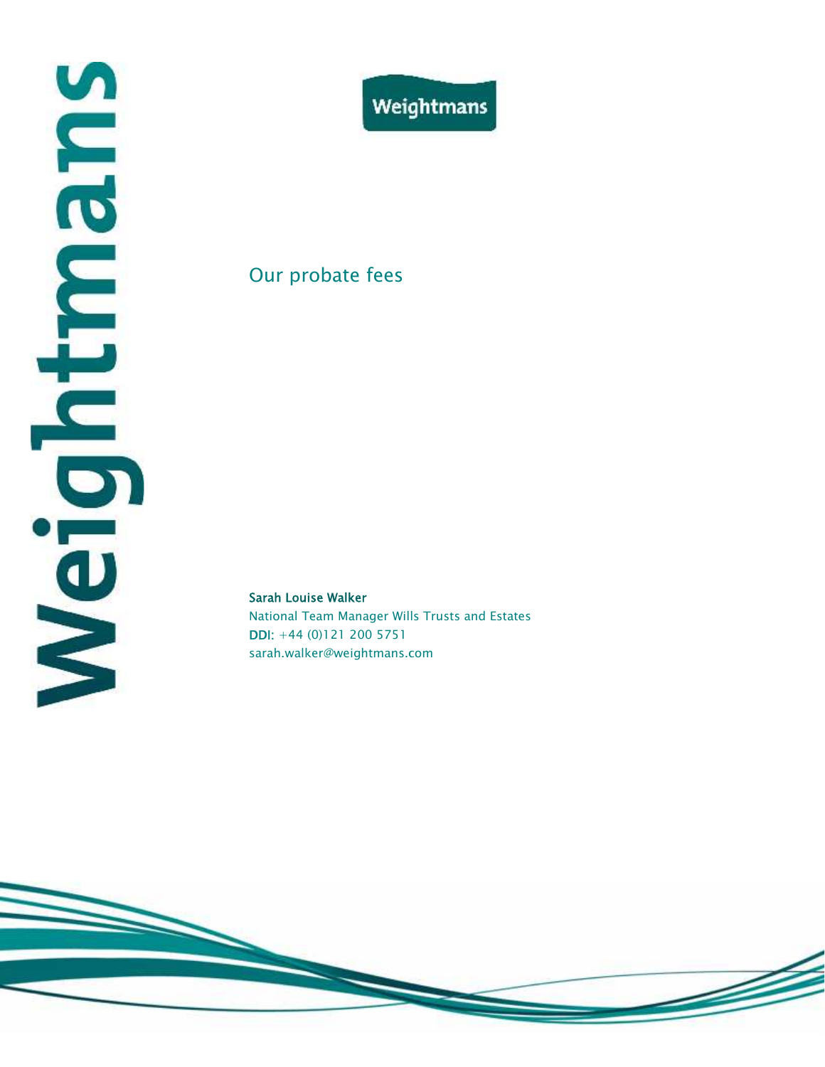# Our probate fees

**Sarah Louise Walker**
National Team Manager Wills Trusts and Estates
**DDI:** +44 (0)121 200 5751
sarah.walker@weightmans.com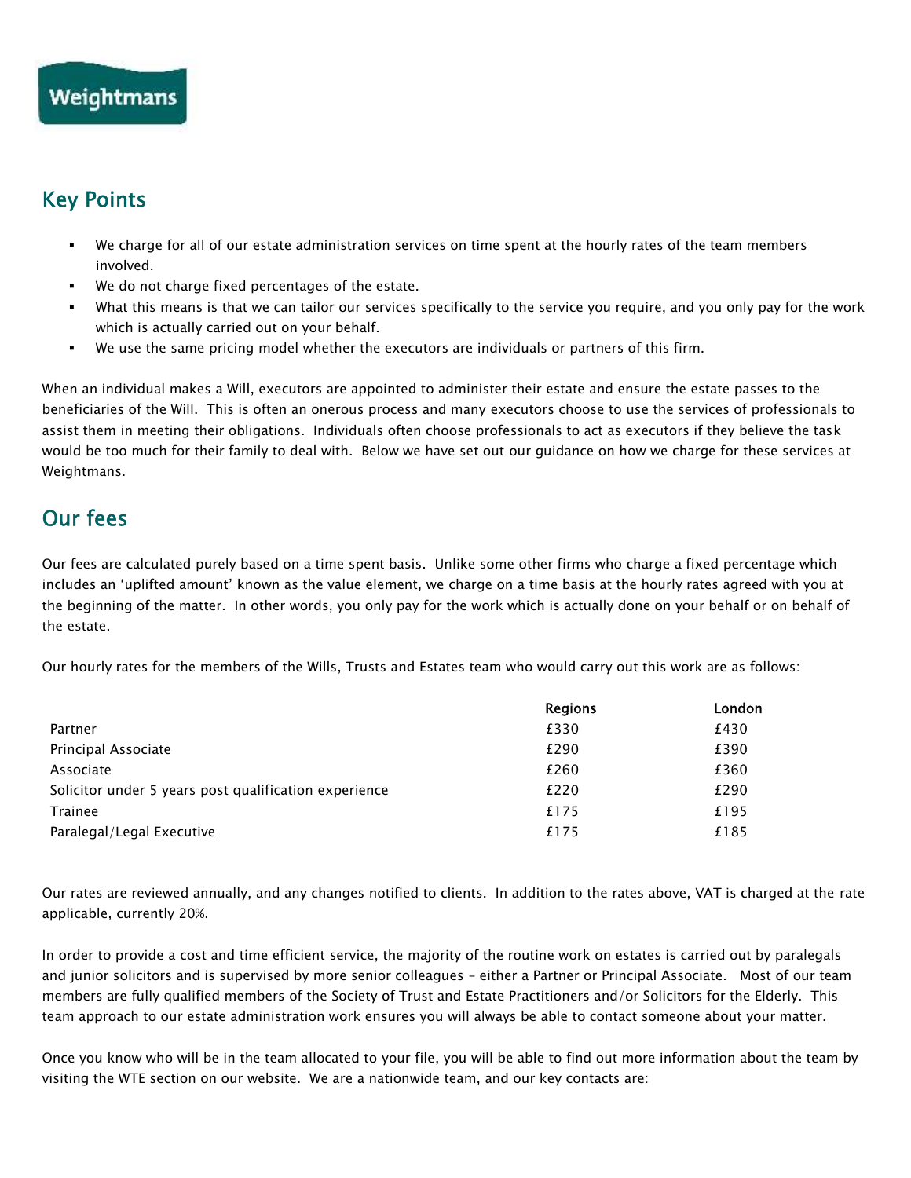Weightmans

## Key Points

- We charge for all of our estate administration services on time spent at the hourly rates of the team members involved.
- We do not charge fixed percentages of the estate.
- What this means is that we can tailor our services specifically to the service you require, and you only pay for the work which is actually carried out on your behalf.
- We use the same pricing model whether the executors are individuals or partners of this firm.

When an individual makes a Will, executors are appointed to administer their estate and ensure the estate passes to the beneficiaries of the Will. This is often an onerous process and many executors choose to use the services of professionals to assist them in meeting their obligations. Individuals often choose professionals to act as executors if they believe the task would be too much for their family to deal with. Below we have set out our guidance on how we charge for these services at Weightmans.

## Our fees

Our fees are calculated purely based on a time spent basis. Unlike some other firms who charge a fixed percentage which includes an 'uplifted amount' known as the value element, we charge on a time basis at the hourly rates agreed with you at the beginning of the matter. In other words, you only pay for the work which is actually done on your behalf or on behalf of the estate.

Our hourly rates for the members of the Wills, Trusts and Estates team who would carry out this work are as follows:

| | Regions | London |
|---|---|---|
| Partner | £330 | £430 |
| Principal Associate | £290 | £390 |
| Associate | £260 | £360 |
| Solicitor under 5 years post qualification experience | £220 | £290 |
| Trainee | £175 | £195 |
| Paralegal/Legal Executive | £175 | £185 |

Our rates are reviewed annually, and any changes notified to clients. In addition to the rates above, VAT is charged at the rate applicable, currently 20%.

In order to provide a cost and time efficient service, the majority of the routine work on estates is carried out by paralegals and junior solicitors and is supervised by more senior colleagues – either a Partner or Principal Associate. Most of our team members are fully qualified members of the Society of Trust and Estate Practitioners and/or Solicitors for the Elderly. This team approach to our estate administration work ensures you will always be able to contact someone about your matter.

Once you know who will be in the team allocated to your file, you will be able to find out more information about the team by visiting the WTE section on our website. We are a nationwide team, and our key contacts are: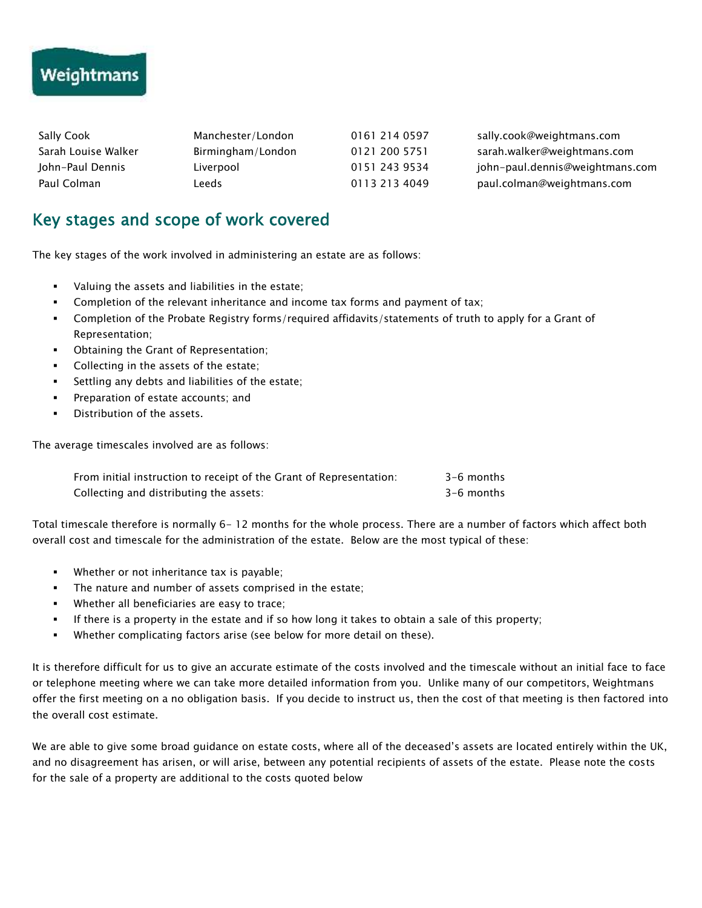Weightmans

| | | | |
|---|---|---|---|
| Sally Cook | Manchester/London | 0161 214 0597 | sally.cook@weightmans.com |
| Sarah Louise Walker | Birmingham/London | 0121 200 5751 | sarah.walker@weightmans.com |
| John-Paul Dennis | Liverpool | 0151 243 9534 | john-paul.dennis@weightmans.com |
| Paul Colman | Leeds | 0113 213 4049 | paul.colman@weightmans.com |

## Key stages and scope of work covered

The key stages of the work involved in administering an estate are as follows:

- Valuing the assets and liabilities in the estate;
- Completion of the relevant inheritance and income tax forms and payment of tax;
- Completion of the Probate Registry forms/required affidavits/statements of truth to apply for a Grant of Representation;
- Obtaining the Grant of Representation;
- Collecting in the assets of the estate;
- Settling any debts and liabilities of the estate;
- Preparation of estate accounts; and
- Distribution of the assets.

The average timescales involved are as follows:

| | |
|---|---|
| From initial instruction to receipt of the Grant of Representation: | 3-6 months |
| Collecting and distributing the assets: | 3-6 months |

Total timescale therefore is normally 6- 12 months for the whole process. There are a number of factors which affect both overall cost and timescale for the administration of the estate. Below are the most typical of these:

- Whether or not inheritance tax is payable;
- The nature and number of assets comprised in the estate;
- Whether all beneficiaries are easy to trace;
- If there is a property in the estate and if so how long it takes to obtain a sale of this property;
- Whether complicating factors arise (see below for more detail on these).

It is therefore difficult for us to give an accurate estimate of the costs involved and the timescale without an initial face to face or telephone meeting where we can take more detailed information from you. Unlike many of our competitors, Weightmans offer the first meeting on a no obligation basis. If you decide to instruct us, then the cost of that meeting is then factored into the overall cost estimate.

We are able to give some broad guidance on estate costs, where all of the deceased's assets are located entirely within the UK, and no disagreement has arisen, or will arise, between any potential recipients of assets of the estate. Please note the costs for the sale of a property are additional to the costs quoted below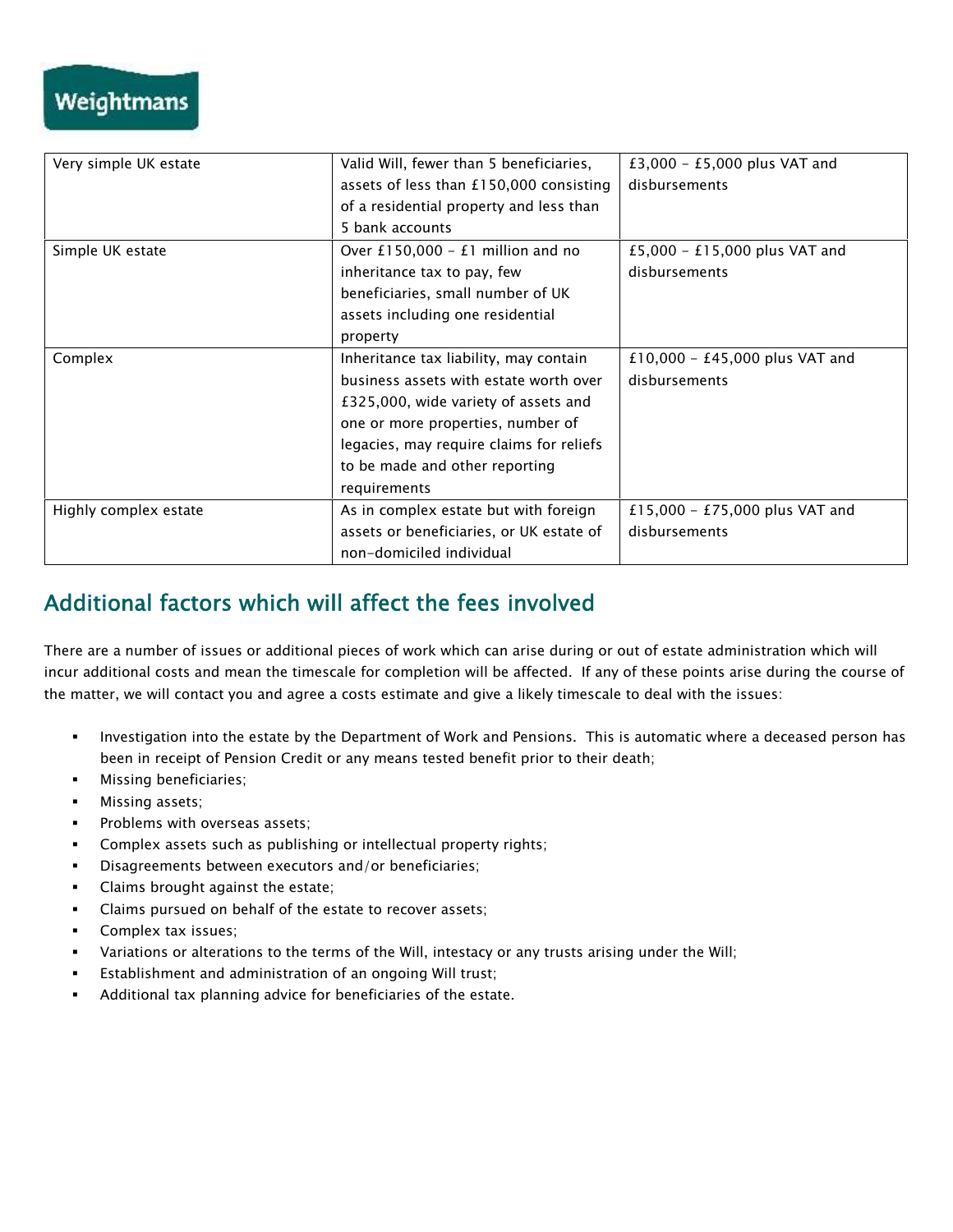| Very simple UK estate | Valid Will, fewer than 5 beneficiaries, assets of less than £150,000 consisting of a residential property and less than 5 bank accounts | £3,000 – £5,000 plus VAT and disbursements |
|---|---|---|
| Simple UK estate | Over £150,000 – £1 million and no inheritance tax to pay, few beneficiaries, small number of UK assets including one residential property | £5,000 – £15,000 plus VAT and disbursements |
| Complex | Inheritance tax liability, may contain business assets with estate worth over £325,000, wide variety of assets and one or more properties, number of legacies, may require claims for reliefs to be made and other reporting requirements | £10,000 – £45,000 plus VAT and disbursements |
| Highly complex estate | As in complex estate but with foreign assets or beneficiaries, or UK estate of non-domiciled individual | £15,000 – £75,000 plus VAT and disbursements |

## Additional factors which will affect the fees involved

There are a number of issues or additional pieces of work which can arise during or out of estate administration which will incur additional costs and mean the timescale for completion will be affected. If any of these points arise during the course of the matter, we will contact you and agree a costs estimate and give a likely timescale to deal with the issues:

- Investigation into the estate by the Department of Work and Pensions. This is automatic where a deceased person has been in receipt of Pension Credit or any means tested benefit prior to their death;
- Missing beneficiaries;
- Missing assets;
- Problems with overseas assets;
- Complex assets such as publishing or intellectual property rights;
- Disagreements between executors and/or beneficiaries;
- Claims brought against the estate;
- Claims pursued on behalf of the estate to recover assets;
- Complex tax issues;
- Variations or alterations to the terms of the Will, intestacy or any trusts arising under the Will;
- Establishment and administration of an ongoing Will trust;
- Additional tax planning advice for beneficiaries of the estate.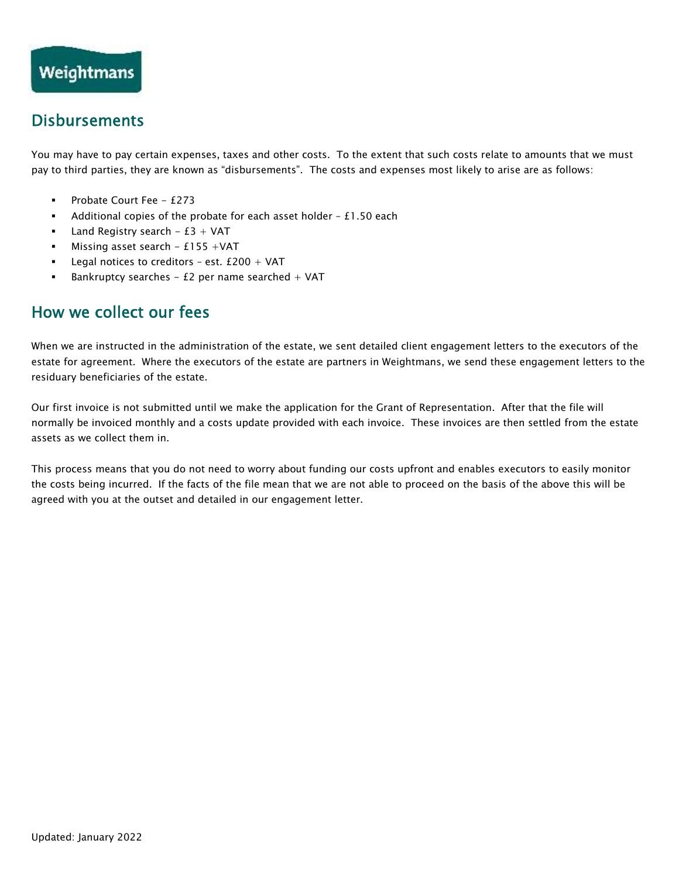Weightmans

## Disbursements

You may have to pay certain expenses, taxes and other costs. To the extent that such costs relate to amounts that we must pay to third parties, they are known as "disbursements". The costs and expenses most likely to arise are as follows:

- Probate Court Fee – £273
- Additional copies of the probate for each asset holder – £1.50 each
- Land Registry search – £3 + VAT
- Missing asset search – £155 +VAT
- Legal notices to creditors – est. £200 + VAT
- Bankruptcy searches – £2 per name searched + VAT

## How we collect our fees

When we are instructed in the administration of the estate, we sent detailed client engagement letters to the executors of the estate for agreement. Where the executors of the estate are partners in Weightmans, we send these engagement letters to the residuary beneficiaries of the estate.

Our first invoice is not submitted until we make the application for the Grant of Representation. After that the file will normally be invoiced monthly and a costs update provided with each invoice. These invoices are then settled from the estate assets as we collect them in.

This process means that you do not need to worry about funding our costs upfront and enables executors to easily monitor the costs being incurred. If the facts of the file mean that we are not able to proceed on the basis of the above this will be agreed with you at the outset and detailed in our engagement letter.

Updated: January 2022